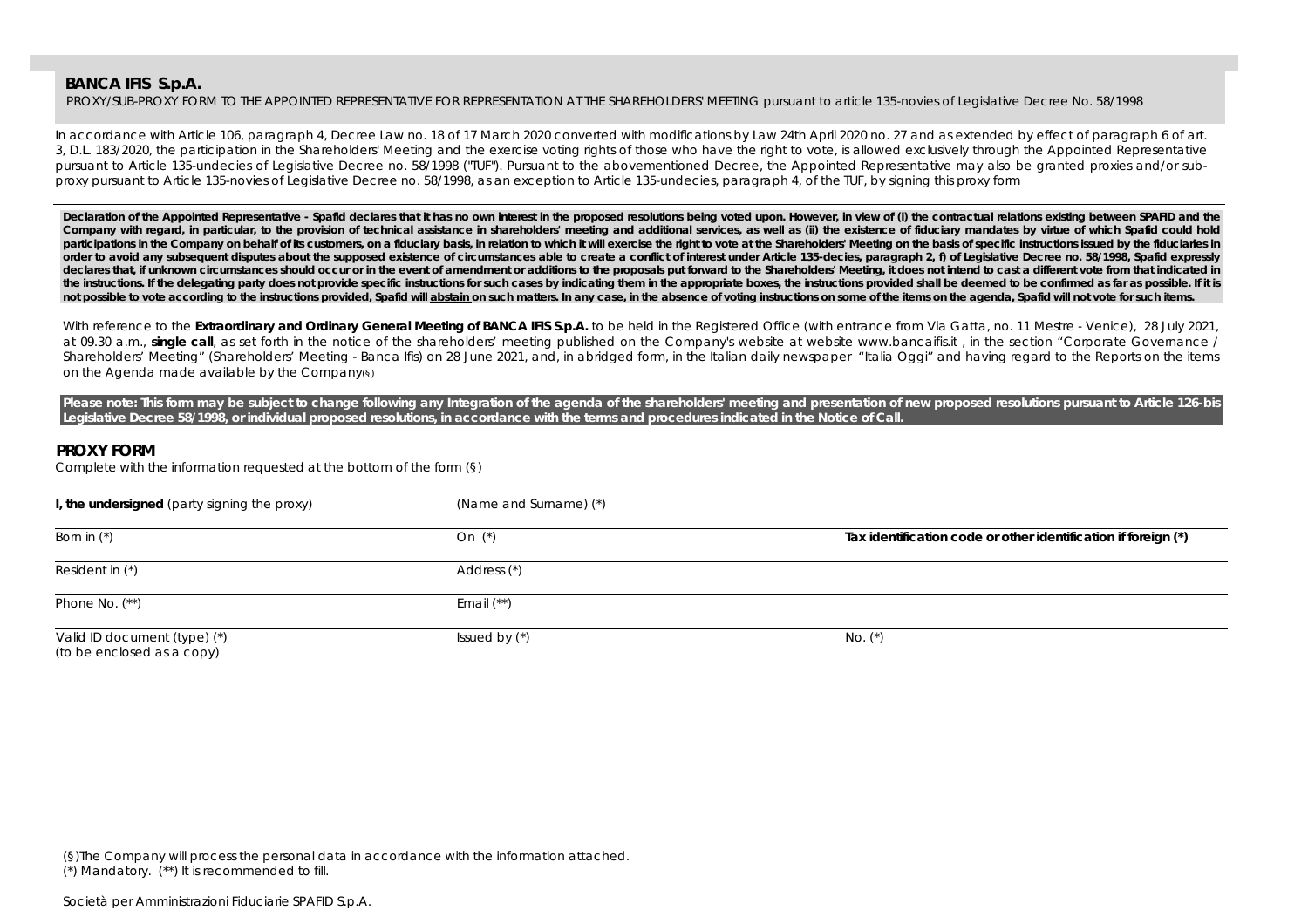**BANCA IFIS S.p.A.**

PROXY/SUB-PROXY FORM TO THE APPOINTED REPRESENTATIVE FOR REPRESENTATION AT THE SHAREHOLDERS' MEETING pursuant to article 135-novies of Legislative Decree No. 58/1998

In accordance with Article 106, paragraph 4, Decree Law no. 18 of 17 March 2020 converted with modifications by Law 24th April 2020 no. 27 and as extended by effect of paragraph 6 of art. 3, D.L. 183/2020, the participation in the Shareholders' Meeting and the exercise voting rights of those who have the right to vote, is allowed exclusively through the Appointed Representative pursuant to Article 135-undecies of Legislative Decree no. 58/1998 ("TUF"). Pursuant to the abovementioned Decree, the Appointed Representative may also be granted proxies and/or sub-proxy pursuant to Article 135-novies of Legislative Decree no. 58/1998, as an exception to Article 135-undecies, paragraph 4, of the TUF, by signing this proxy form

**Declaration of the Appointed Representative - Spafid declares that it has no own interest in the proposed resolutions being voted upon. However, in view of (i) the contractual relations existing between SPAFID and the Company with regard, in particular, to the provision of technical assistance in shareholders' meeting and additional services, as well as (ii) the existence of fiduciary mandates by virtue of which Spafid could hold participations in the Company on behalf of its customers, on a fiduciary basis, in relation to which it will exercise the right to vote at the Shareholders' Meeting on the basis of specific instructions issued by the fiduciaries in order to avoid any subsequent disputes about the supposed existence of circumstances able to create a conflict of interest under Article 135-decies, paragraph 2, f) of Legislative Decree no. 58/1998, Spafid expressly declares that, if unknown circumstances should occur or in the event of amendment or additions to the proposals put forward to the Shareholders' Meeting, it does not intend to cast a different vote from that indicated in the instructions. If the delegating party does not provide specific instructions for such cases by indicating them in the appropriate boxes, the instructions provided shall be deemed to be confirmed as far as possible. If it is not possible to vote according to the instructions provided, Spafid will abstain on such matters. In any case, in the absence of voting instructions on some of the items on the agenda, Spafid will not vote for such items.**

With reference to the **Extraordinary and Ordinary General Meeting of BANCA IFIS S.p.A.** to be held in the Registered Office (with entrance from Via Gatta, no. 11 Mestre - Venice), 28 July 2021, at 09.30 a.m., **single call**, as set forth in the notice of the shareholders' meeting published on the Company's website at website www.bancaifis.it , in the section "Corporate Governance / Shareholders' Meeting" (Shareholders' Meeting - Banca Ifis) on 28 June 2021, and, in abridged form, in the Italian daily newspaper "Italia Oggi" and having regard to the Reports on the items on the Agenda made available by the Company(§)

**Please note: This form may be subject to change following any Integration of the agenda of the shareholders' meeting and presentation of new proposed resolutions pursuant to Article 126-bis Legislative Decree 58/1998, or individual proposed resolutions, in accordance with the terms and procedures indicated in the Notice of Call.**

## PROXY FORM

Complete with the information requested at the bottom of the form (§)

| **I, the undersigned** (party signing the proxy) | (Name and Surname) (*) | |
|---|---|---|
| Born in (*) | On (*) | **Tax identification code or other identification if foreign (*)** |
| Resident in (*) | Address (*) | |
| Phone No. (**) | Email (**) | |
| Valid ID document (type) (*) (to be enclosed as a copy) | Issued by (*) | No. (*) |

(§)The Company will process the personal data in accordance with the information attached.
(*) Mandatory. (**) It is recommended to fill.

Società per Amministrazioni Fiduciarie SPAFID S.p.A.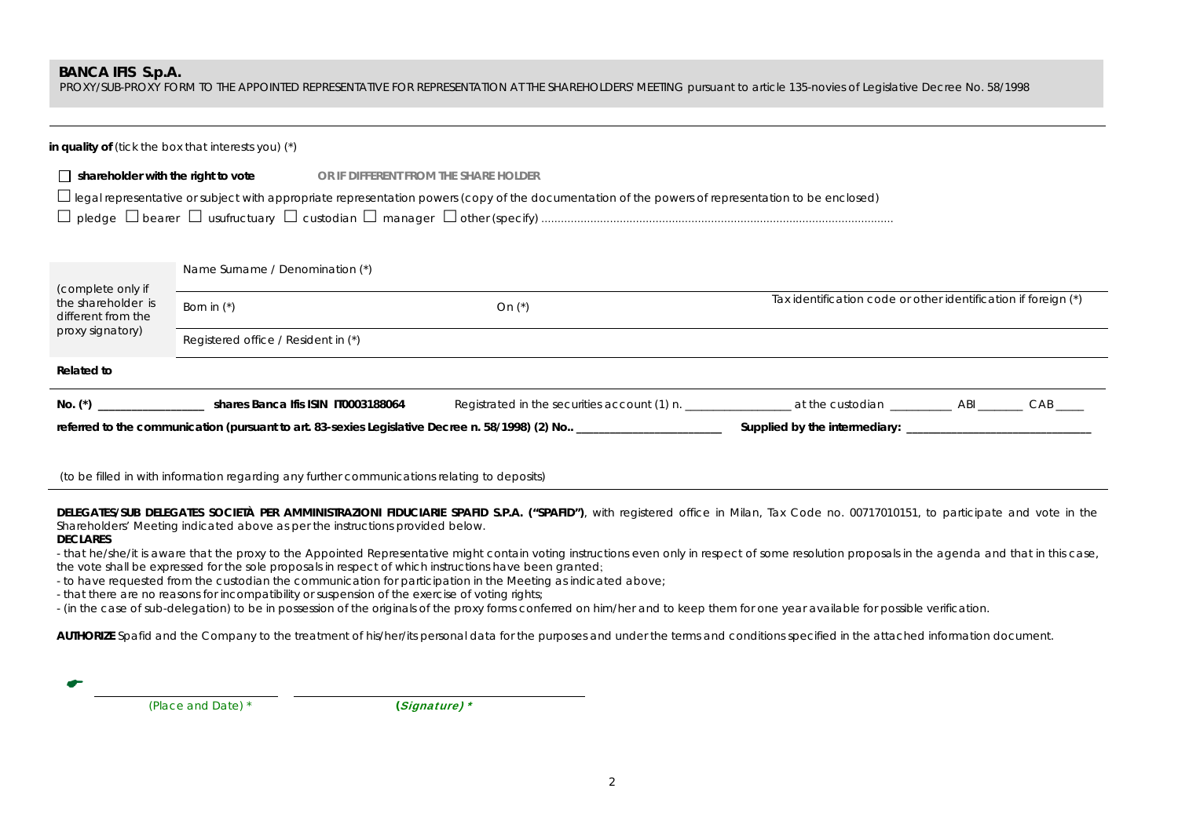**BANCA IFIS S.p.A.**

PROXY/SUB-PROXY FORM TO THE APPOINTED REPRESENTATIVE FOR REPRESENTATION AT THE SHAREHOLDERS' MEETING pursuant to article 135-novies of Legislative Decree No. 58/1998

---

**in quality of** (tick the box that interests you) (*)

☐ **shareholder with the right to vote** **OR IF DIFFERENT FROM THE SHARE HOLDER**

☐ legal representative or subject with appropriate representation powers (copy of the documentation of the powers of representation to be enclosed)

☐ pledge ☐ bearer ☐ usufructuary ☐ custodian ☐ manager ☐ other (specify) ..........................................................................................................

| (complete only if the shareholder is different from the proxy signatory) | Name Surname / Denomination (*) | | |
|---|---|---|---|
| | Born in (*) | On (*) | Tax identification code or other identification if foreign (*) |
| | Registered office / Resident in (*) | | |

**Related to**

**No. (*)** ________________ **shares Banca Ifis ISIN IT0003188064** Registrated in the securities account (1) n. ________________ at the custodian __________ ABI ________ CAB _____

**referred to the communication (pursuant to art. 83-sexies Legislative Decree n. 58/1998) (2) No..** ________________________ **Supplied by the intermediary:** ______________________________

(to be filled in with information regarding any further communications relating to deposits)

---

**DELEGATES/SUB DELEGATES SOCIETÀ PER AMMINISTRAZIONI FIDUCIARIE SPAFID S.P.A. ("SPAFID")**, with registered office in Milan, Tax Code no. 00717010151, to participate and vote in the Shareholders' Meeting indicated above as per the instructions provided below.

**DECLARES**

- that he/she/it is aware that the proxy to the Appointed Representative might contain voting instructions even only in respect of some resolution proposals in the agenda and that in this case, the vote shall be expressed for the sole proposals in respect of which instructions have been granted;
- to have requested from the custodian the communication for participation in the Meeting as indicated above;
- that there are no reasons for incompatibility or suspension of the exercise of voting rights;
- (in the case of sub-delegation) to be in possession of the originals of the proxy forms conferred on him/her and to keep them for one year available for possible verification.

**AUTHORIZE** Spafid and the Company to the treatment of his/her/its personal data for the purposes and under the terms and conditions specified in the attached information document.

☛ ______________________ ______________________________

(Place and Date) * ***(Signature) ****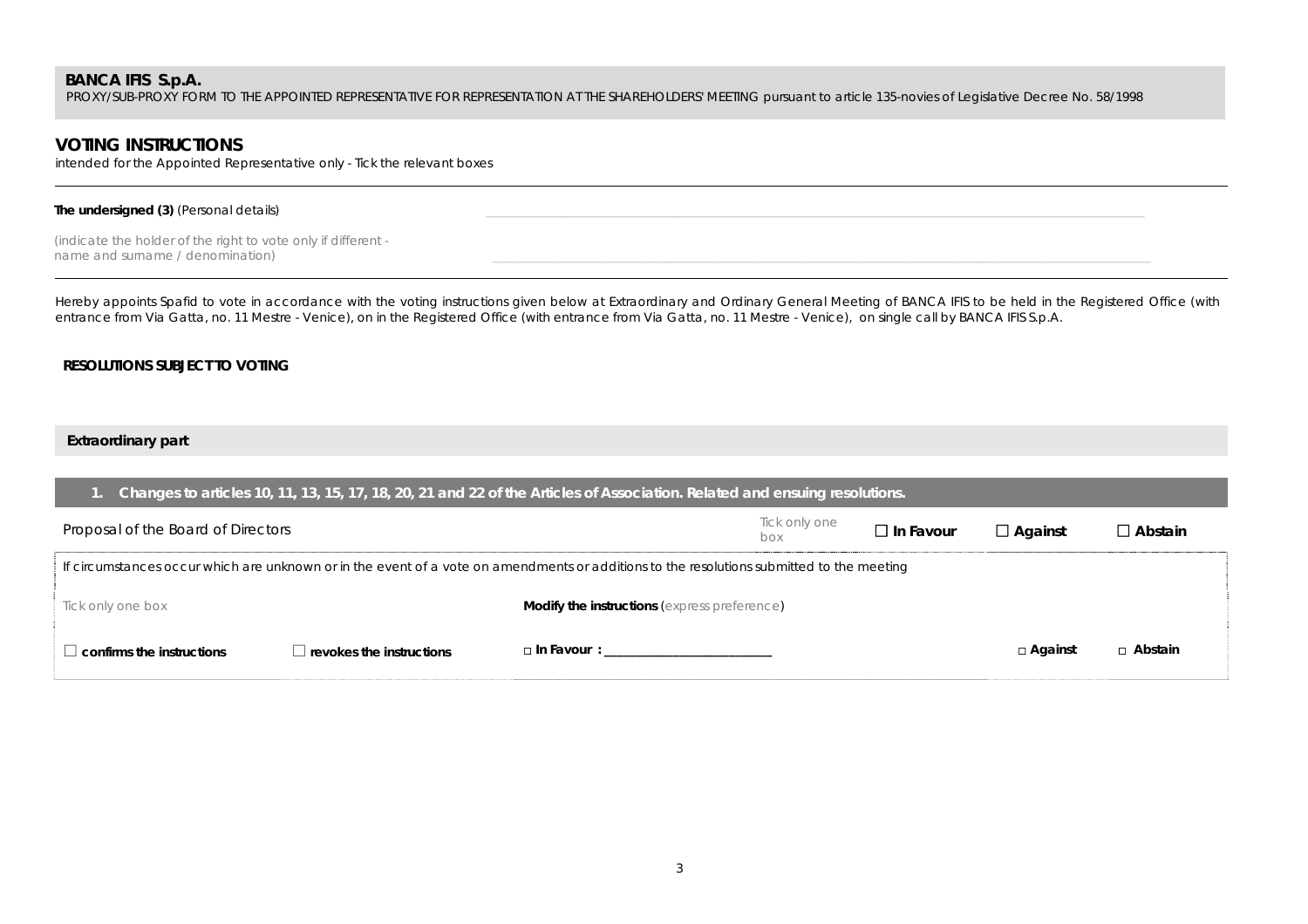**BANCA IFIS S.p.A.**
PROXY/SUB-PROXY FORM TO THE APPOINTED REPRESENTATIVE FOR REPRESENTATION AT THE SHAREHOLDERS' MEETING pursuant to article 135-novies of Legislative Decree No. 58/1998

## VOTING INSTRUCTIONS

intended for the Appointed Representative only - Tick the relevant boxes

**The undersigned (3)** (Personal details) \_\_\_\_\_\_\_\_\_\_\_\_\_\_\_\_\_\_\_\_\_\_\_\_\_\_\_\_\_\_\_\_\_\_\_\_\_\_\_\_\_\_\_\_

(indicate the holder of the right to vote only if different - name and surname / denomination) \_\_\_\_\_\_\_\_\_\_\_\_\_\_\_\_\_\_\_\_\_\_\_\_\_\_\_\_\_\_\_\_\_\_\_\_\_\_\_\_\_\_\_\_

Hereby appoints Spafid to vote in accordance with the voting instructions given below at Extraordinary and Ordinary General Meeting of BANCA IFIS to be held in the Registered Office (with entrance from Via Gatta, no. 11 Mestre - Venice), on in the Registered Office (with entrance from Via Gatta, no. 11 Mestre - Venice), on single call by BANCA IFIS S.p.A.

**RESOLUTIONS SUBJECT TO VOTING**

**Extraordinary part**

**1. Changes to articles 10, 11, 13, 15, 17, 18, 20, 21 and 22 of the Articles of Association. Related and ensuing resolutions.**

| Proposal of the Board of Directors | Tick only one box | ☐ **In Favour** | ☐ **Against** | ☐ **Abstain** |
|---|---|---|---|---|

If circumstances occur which are unknown or in the event of a vote on amendments or additions to the resolutions submitted to the meeting

| Tick only one box | | **Modify the instructions** (express preference) | | |
|---|---|---|---|---|
| ☐ **confirms the instructions** | ☐ **revokes the instructions** | □ **In Favour :** \_\_\_\_\_\_\_\_\_\_\_\_\_\_\_\_\_\_\_\_\_\_\_\_\_\_ | □ **Against** | □ **Abstain** |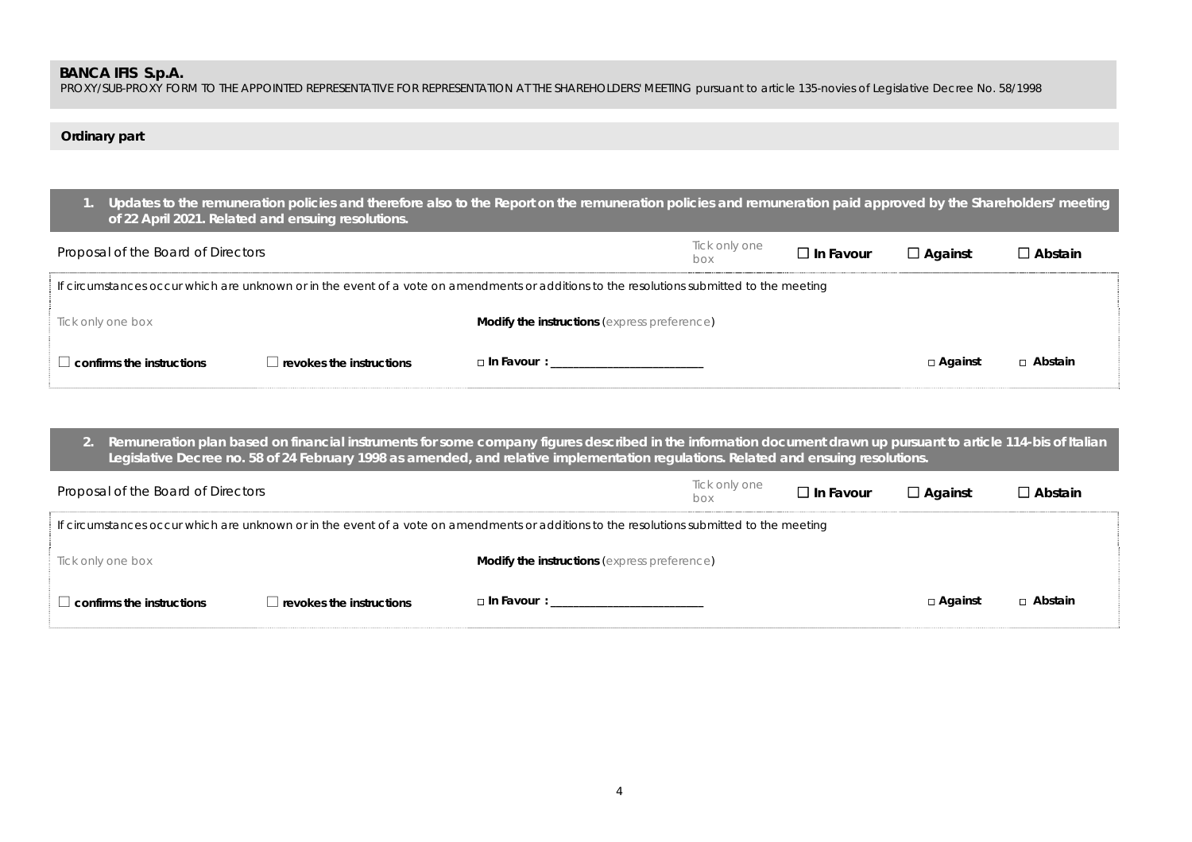**BANCA IFIS S.p.A.**
PROXY/SUB-PROXY FORM TO THE APPOINTED REPRESENTATIVE FOR REPRESENTATION AT THE SHAREHOLDERS' MEETING pursuant to article 135-novies of Legislative Decree No. 58/1998

**Ordinary part**

**1. Updates to the remuneration policies and therefore also to the Report on the remuneration policies and remuneration paid approved by the Shareholders' meeting of 22 April 2021. Related and ensuing resolutions.**

| Proposal of the Board of Directors | Tick only one box | ☐ **In Favour** | ☐ **Against** | ☐ **Abstain** |
|---|---|---|---|---|

If circumstances occur which are unknown or in the event of a vote on amendments or additions to the resolutions submitted to the meeting

| Tick only one box | | **Modify the instructions** (express preference) | | |
|---|---|---|---|---|
| ☐ **confirms the instructions** | ☐ **revokes the instructions** | □ **In Favour :** ________________________ | □ **Against** | □ **Abstain** |

**2. Remuneration plan based on financial instruments for some company figures described in the information document drawn up pursuant to article 114-bis of Italian Legislative Decree no. 58 of 24 February 1998 as amended, and relative implementation regulations. Related and ensuing resolutions.**

| Proposal of the Board of Directors | Tick only one box | ☐ **In Favour** | ☐ **Against** | ☐ **Abstain** |
|---|---|---|---|---|

If circumstances occur which are unknown or in the event of a vote on amendments or additions to the resolutions submitted to the meeting

| Tick only one box | | **Modify the instructions** (express preference) | | |
|---|---|---|---|---|
| ☐ **confirms the instructions** | ☐ **revokes the instructions** | □ **In Favour :** ________________________ | □ **Against** | □ **Abstain** |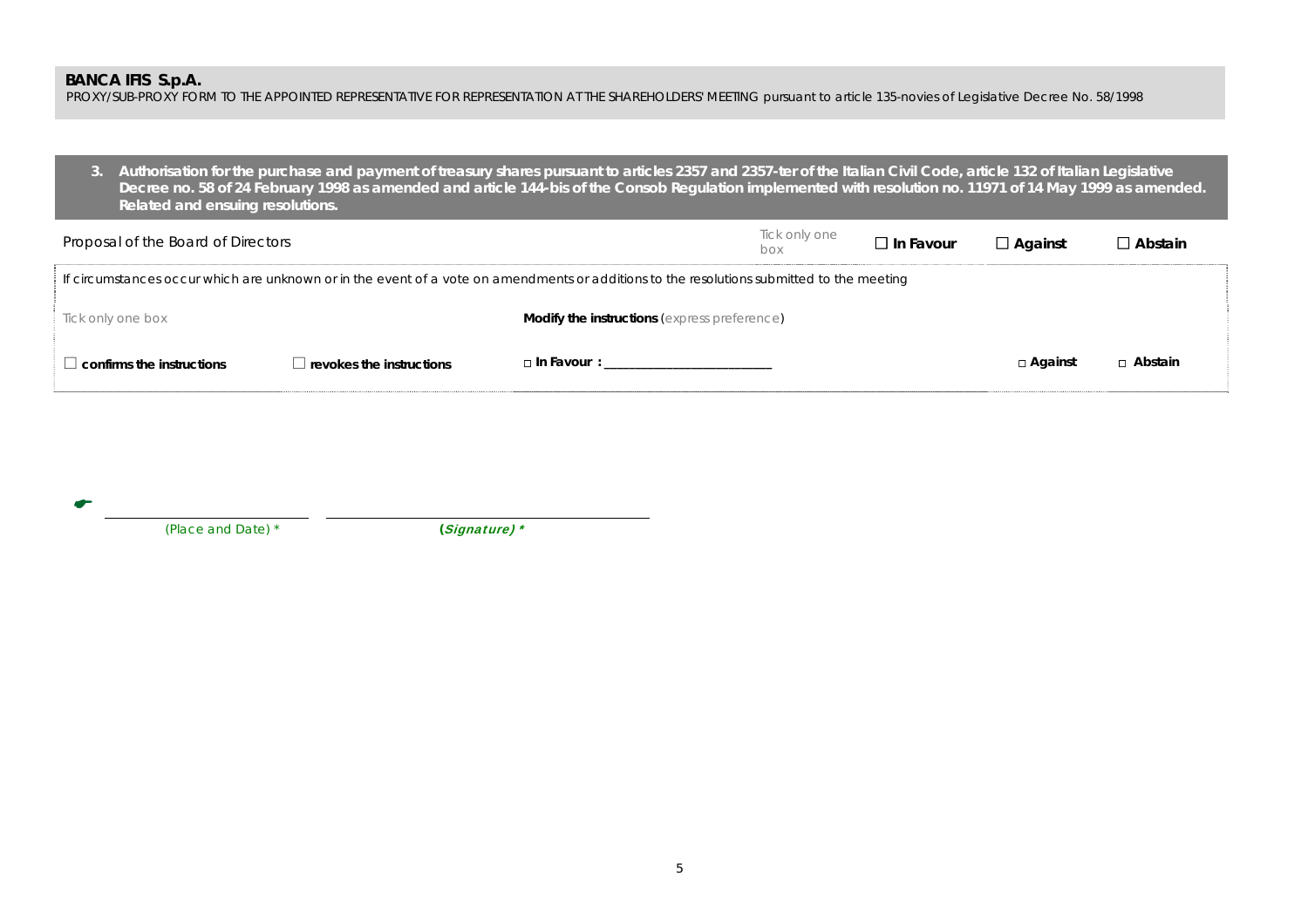**BANCA IFIS S.p.A.**

PROXY/SUB-PROXY FORM TO THE APPOINTED REPRESENTATIVE FOR REPRESENTATION AT THE SHAREHOLDERS' MEETING pursuant to article 135-novies of Legislative Decree No. 58/1998

**3. Authorisation for the purchase and payment of treasury shares pursuant to articles 2357 and 2357-ter of the Italian Civil Code, article 132 of Italian Legislative Decree no. 58 of 24 February 1998 as amended and article 144-bis of the Consob Regulation implemented with resolution no. 11971 of 14 May 1999 as amended. Related and ensuing resolutions.**

| Proposal of the Board of Directors | Tick only one box | ☐ **In Favour** | ☐ **Against** | ☐ **Abstain** |
|---|---|---|---|---|

If circumstances occur which are unknown or in the event of a vote on amendments or additions to the resolutions submitted to the meeting

| Tick only one box | | **Modify the instructions** (express preference) | | |
|---|---|---|---|---|
| ☐ **confirms the instructions** | ☐ **revokes the instructions** | ☐ **In Favour :** ____________________ | ☐ **Against** | ☐ **Abstain** |

☛ ____________________ ____________________

*(Place and Date) \** ***(Signature) \****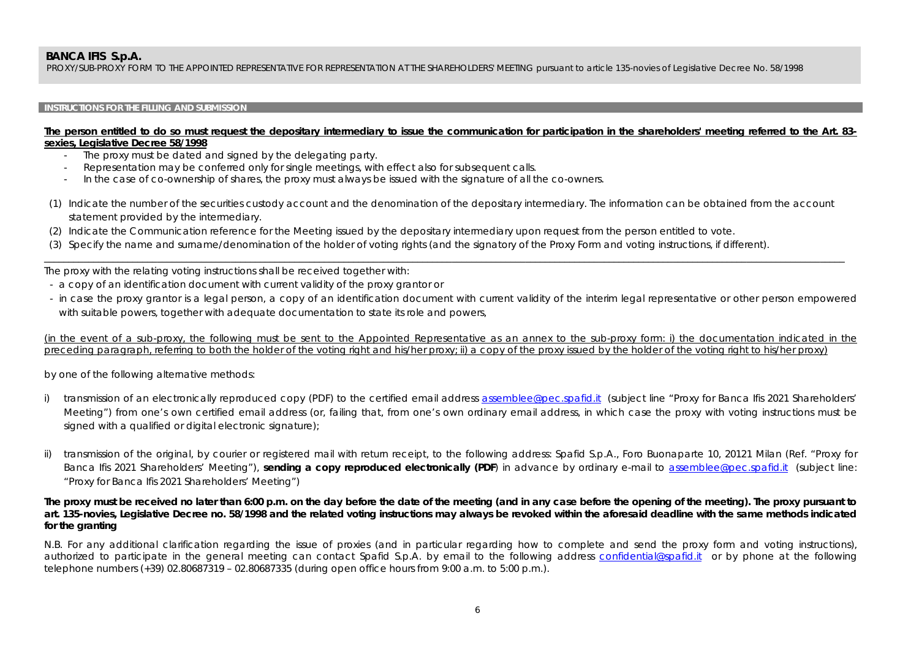**BANCA IFIS S.p.A.**

PROXY/SUB-PROXY FORM TO THE APPOINTED REPRESENTATIVE FOR REPRESENTATION AT THE SHAREHOLDERS' MEETING pursuant to article 135-novies of Legislative Decree No. 58/1998

**INSTRUCTIONS FOR THE FILLING AND SUBMISSION**

**The person entitled to do so must request the depositary intermediary to issue the communication for participation in the shareholders' meeting referred to the Art. 83-sexies, Legislative Decree 58/1998**

- The proxy must be dated and signed by the delegating party.
- Representation may be conferred only for single meetings, with effect also for subsequent calls.
- In the case of co-ownership of shares, the proxy must always be issued with the signature of all the co-owners.

(1) Indicate the number of the securities custody account and the denomination of the depositary intermediary. The information can be obtained from the account statement provided by the intermediary.

(2) Indicate the Communication reference for the Meeting issued by the depositary intermediary upon request from the person entitled to vote.

(3) Specify the name and surname/denomination of the holder of voting rights (and the signatory of the Proxy Form and voting instructions, if different).

---

The proxy with the relating voting instructions shall be received together with:

- a copy of an identification document with current validity of the proxy grantor or
- in case the proxy grantor is a legal person, a copy of an identification document with current validity of the interim legal representative or other person empowered with suitable powers, together with adequate documentation to state its role and powers,

(in the event of a sub-proxy, the following must be sent to the Appointed Representative as an annex to the sub-proxy form: i) the documentation indicated in the preceding paragraph, referring to both the holder of the voting right and his/her proxy; ii) a copy of the proxy issued by the holder of the voting right to his/her proxy)

by one of the following alternative methods:

i) transmission of an electronically reproduced copy (PDF) to the certified email address assemblee@pec.spafid.it (subject line "Proxy for Banca Ifis 2021 Shareholders' Meeting") from one's own certified email address (or, failing that, from one's own ordinary email address, in which case the proxy with voting instructions must be signed with a qualified or digital electronic signature);

ii) transmission of the original, by courier or registered mail with return receipt, to the following address: Spafid S.p.A., Foro Buonaparte 10, 20121 Milan (Ref. "Proxy for Banca Ifis 2021 Shareholders' Meeting"), **sending a copy reproduced electronically (PDF**) in advance by ordinary e-mail to assemblee@pec.spafid.it (subject line: "Proxy for Banca Ifis 2021 Shareholders' Meeting")

**The proxy must be received no later than 6:00 p.m. on the day before the date of the meeting (and in any case before the opening of the meeting). The proxy pursuant to art. 135-novies, Legislative Decree no. 58/1998 and the related voting instructions may always be revoked within the aforesaid deadline with the same methods indicated for the granting**

N.B. For any additional clarification regarding the issue of proxies (and in particular regarding how to complete and send the proxy form and voting instructions), authorized to participate in the general meeting can contact Spafid S.p.A. by email to the following address confidential@spafid.it or by phone at the following telephone numbers (+39) 02.80687319 – 02.80687335 (during open office hours from 9:00 a.m. to 5:00 p.m.).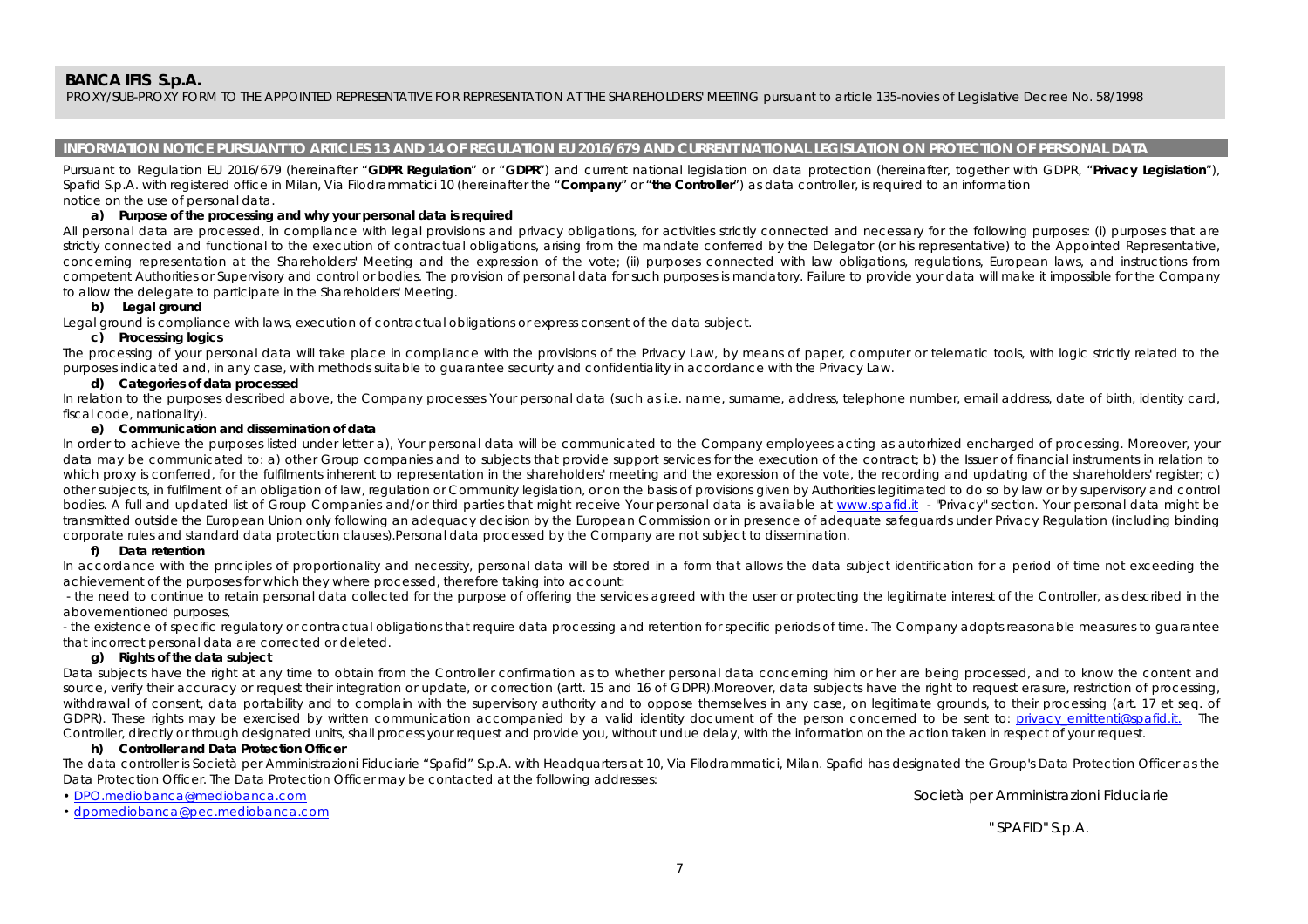**BANCA IFIS S.p.A.**

PROXY/SUB-PROXY FORM TO THE APPOINTED REPRESENTATIVE FOR REPRESENTATION AT THE SHAREHOLDERS' MEETING pursuant to article 135-novies of Legislative Decree No. 58/1998

## INFORMATION NOTICE PURSUANT TO ARTICLES 13 AND 14 OF REGULATION EU 2016/679 AND CURRENT NATIONAL LEGISLATION ON PROTECTION OF PERSONAL DATA

Pursuant to Regulation EU 2016/679 (hereinafter "**GDPR Regulation**" or "**GDPR**") and current national legislation on data protection (hereinafter, together with GDPR, "**Privacy Legislation**"), Spafid S.p.A. with registered office in Milan, Via Filodrammatici 10 (hereinafter the "**Company**" or "**the Controller**") as data controller, is required to an information notice on the use of personal data.

**a) Purpose of the processing and why your personal data is required**

All personal data are processed, in compliance with legal provisions and privacy obligations, for activities strictly connected and necessary for the following purposes: (i) purposes that are strictly connected and functional to the execution of contractual obligations, arising from the mandate conferred by the Delegator (or his representative) to the Appointed Representative, concerning representation at the Shareholders' Meeting and the expression of the vote; (ii) purposes connected with law obligations, regulations, European laws, and instructions from competent Authorities or Supervisory and control or bodies. The provision of personal data for such purposes is mandatory. Failure to provide your data will make it impossible for the Company to allow the delegate to participate in the Shareholders' Meeting.

**b) Legal ground**

Legal ground is compliance with laws, execution of contractual obligations or express consent of the data subject.

**c) Processing logics**

The processing of your personal data will take place in compliance with the provisions of the Privacy Law, by means of paper, computer or telematic tools, with logic strictly related to the purposes indicated and, in any case, with methods suitable to guarantee security and confidentiality in accordance with the Privacy Law.

**d) Categories of data processed**

In relation to the purposes described above, the Company processes Your personal data (such as i.e. name, surname, address, telephone number, email address, date of birth, identity card, fiscal code, nationality).

**e) Communication and dissemination of data**

In order to achieve the purposes listed under letter a), Your personal data will be communicated to the Company employees acting as autorhized encharged of processing. Moreover, your data may be communicated to: a) other Group companies and to subjects that provide support services for the execution of the contract; b) the Issuer of financial instruments in relation to which proxy is conferred, for the fulfilments inherent to representation in the shareholders' meeting and the expression of the vote, the recording and updating of the shareholders' register; c) other subjects, in fulfilment of an obligation of law, regulation or Community legislation, or on the basis of provisions given by Authorities legitimated to do so by law or by supervisory and control bodies. A full and updated list of Group Companies and/or third parties that might receive Your personal data is available at www.spafid.it - "Privacy" section. Your personal data might be transmitted outside the European Union only following an adequacy decision by the European Commission or in presence of adequate safeguards under Privacy Regulation (including binding corporate rules and standard data protection clauses).Personal data processed by the Company are not subject to dissemination.

**f) Data retention**

In accordance with the principles of proportionality and necessity, personal data will be stored in a form that allows the data subject identification for a period of time not exceeding the achievement of the purposes for which they where processed, therefore taking into account:

- the need to continue to retain personal data collected for the purpose of offering the services agreed with the user or protecting the legitimate interest of the Controller, as described in the abovementioned purposes,
- the existence of specific regulatory or contractual obligations that require data processing and retention for specific periods of time. The Company adopts reasonable measures to guarantee that incorrect personal data are corrected or deleted.

**g) Rights of the data subject**

Data subjects have the right at any time to obtain from the Controller confirmation as to whether personal data concerning him or her are being processed, and to know the content and source, verify their accuracy or request their integration or update, or correction (artt. 15 and 16 of GDPR).Moreover, data subjects have the right to request erasure, restriction of processing, withdrawal of consent, data portability and to complain with the supervisory authority and to oppose themselves in any case, on legitimate grounds, to their processing (art. 17 et seq. of GDPR). These rights may be exercised by written communication accompanied by a valid identity document of the person concerned to be sent to: privacy_emittenti@spafid.it. The Controller, directly or through designated units, shall process your request and provide you, without undue delay, with the information on the action taken in respect of your request.

**h) Controller and Data Protection Officer**

The data controller is Società per Amministrazioni Fiduciarie "Spafid" S.p.A. with Headquarters at 10, Via Filodrammatici, Milan. Spafid has designated the Group's Data Protection Officer as the Data Protection Officer. The Data Protection Officer may be contacted at the following addresses:

- DPO.mediobanca@mediobanca.com
- dpomediobanca@pec.mediobanca.com

Società per Amministrazioni Fiduciarie

"SPAFID" S.p.A.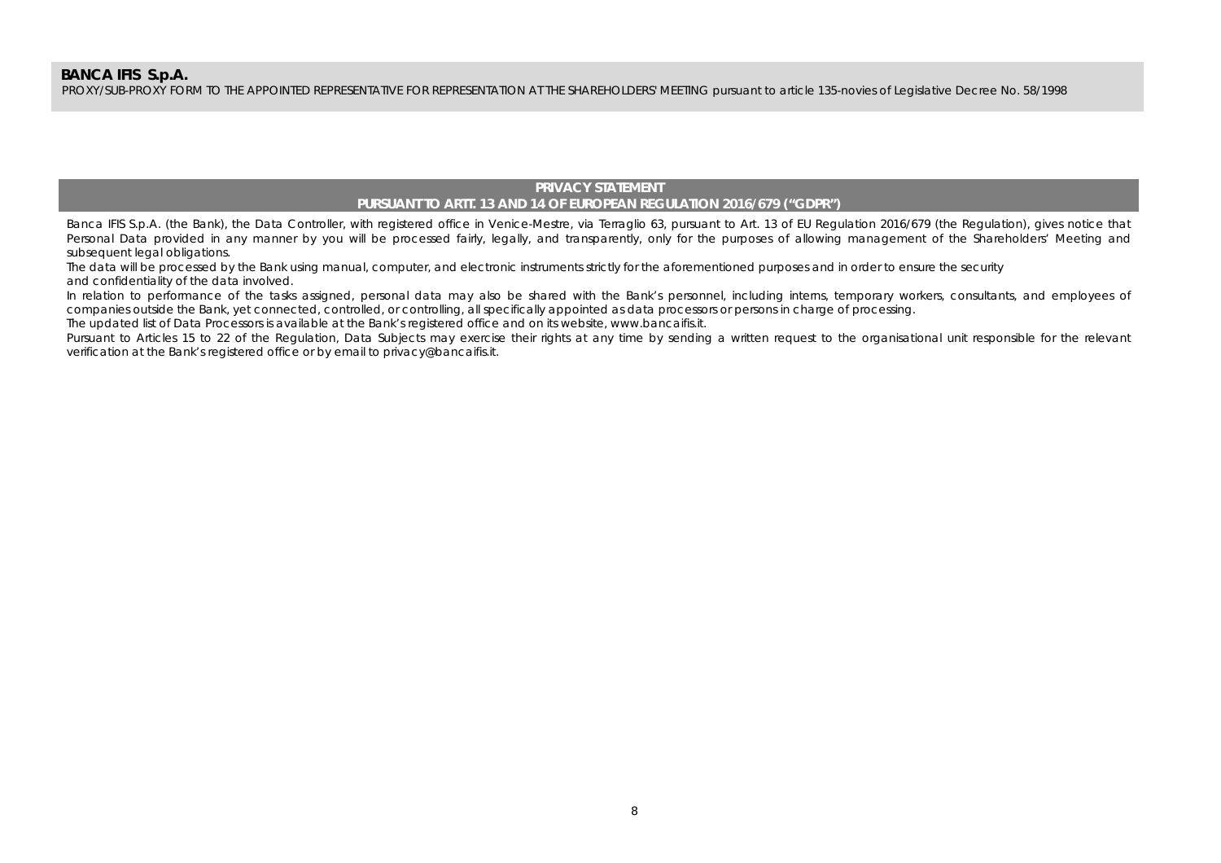## PRIVACY STATEMENT
## PURSUANT TO ARTT. 13 AND 14 OF EUROPEAN REGULATION 2016/679 ("GDPR")

Banca IFIS S.p.A. (the Bank), the Data Controller, with registered office in Venice-Mestre, via Terraglio 63, pursuant to Art. 13 of EU Regulation 2016/679 (the Regulation), gives notice that Personal Data provided in any manner by you will be processed fairly, legally, and transparently, only for the purposes of allowing management of the Shareholders' Meeting and subsequent legal obligations.

The data will be processed by the Bank using manual, computer, and electronic instruments strictly for the aforementioned purposes and in order to ensure the security and confidentiality of the data involved.

In relation to performance of the tasks assigned, personal data may also be shared with the Bank's personnel, including interns, temporary workers, consultants, and employees of companies outside the Bank, yet connected, controlled, or controlling, all specifically appointed as data processors or persons in charge of processing.

The updated list of Data Processors is available at the Bank's registered office and on its website, www.bancaifis.it.

Pursuant to Articles 15 to 22 of the Regulation, Data Subjects may exercise their rights at any time by sending a written request to the organisational unit responsible for the relevant verification at the Bank's registered office or by email to privacy@bancaifis.it.